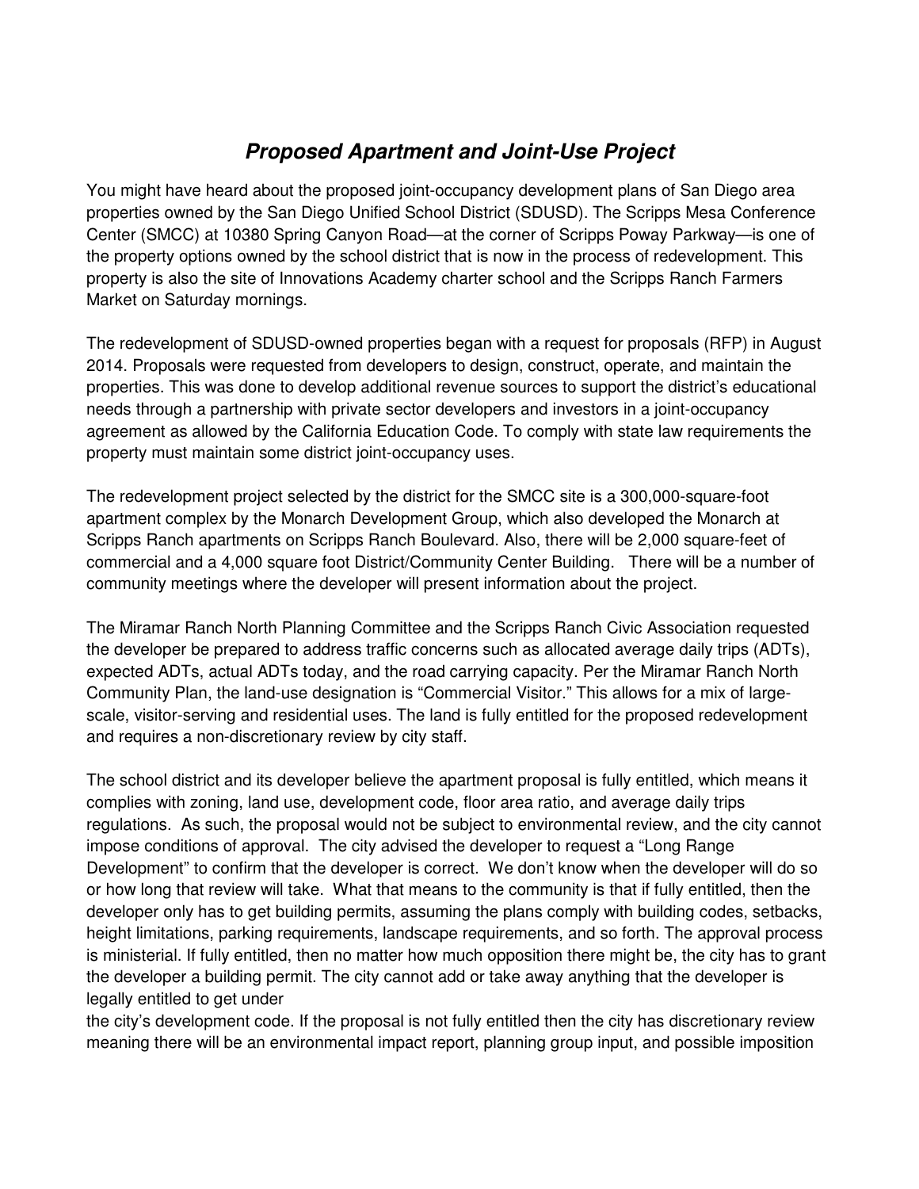## ***Proposed Apartment and Joint-Use Project***

You might have heard about the proposed joint-occupancy development plans of San Diego area properties owned by the San Diego Unified School District (SDUSD). The Scripps Mesa Conference Center (SMCC) at 10380 Spring Canyon Road—at the corner of Scripps Poway Parkway—is one of the property options owned by the school district that is now in the process of redevelopment. This property is also the site of Innovations Academy charter school and the Scripps Ranch Farmers Market on Saturday mornings.

The redevelopment of SDUSD-owned properties began with a request for proposals (RFP) in August 2014. Proposals were requested from developers to design, construct, operate, and maintain the properties. This was done to develop additional revenue sources to support the district's educational needs through a partnership with private sector developers and investors in a joint-occupancy agreement as allowed by the California Education Code. To comply with state law requirements the property must maintain some district joint-occupancy uses.

The redevelopment project selected by the district for the SMCC site is a 300,000-square-foot apartment complex by the Monarch Development Group, which also developed the Monarch at Scripps Ranch apartments on Scripps Ranch Boulevard. Also, there will be 2,000 square-feet of commercial and a 4,000 square foot District/Community Center Building. There will be a number of community meetings where the developer will present information about the project.

The Miramar Ranch North Planning Committee and the Scripps Ranch Civic Association requested the developer be prepared to address traffic concerns such as allocated average daily trips (ADTs), expected ADTs, actual ADTs today, and the road carrying capacity. Per the Miramar Ranch North Community Plan, the land-use designation is "Commercial Visitor." This allows for a mix of large-scale, visitor-serving and residential uses. The land is fully entitled for the proposed redevelopment and requires a non-discretionary review by city staff.

The school district and its developer believe the apartment proposal is fully entitled, which means it complies with zoning, land use, development code, floor area ratio, and average daily trips regulations. As such, the proposal would not be subject to environmental review, and the city cannot impose conditions of approval. The city advised the developer to request a "Long Range Development" to confirm that the developer is correct. We don't know when the developer will do so or how long that review will take. What that means to the community is that if fully entitled, then the developer only has to get building permits, assuming the plans comply with building codes, setbacks, height limitations, parking requirements, landscape requirements, and so forth. The approval process is ministerial. If fully entitled, then no matter how much opposition there might be, the city has to grant the developer a building permit. The city cannot add or take away anything that the developer is legally entitled to get under the city's development code. If the proposal is not fully entitled then the city has discretionary review meaning there will be an environmental impact report, planning group input, and possible imposition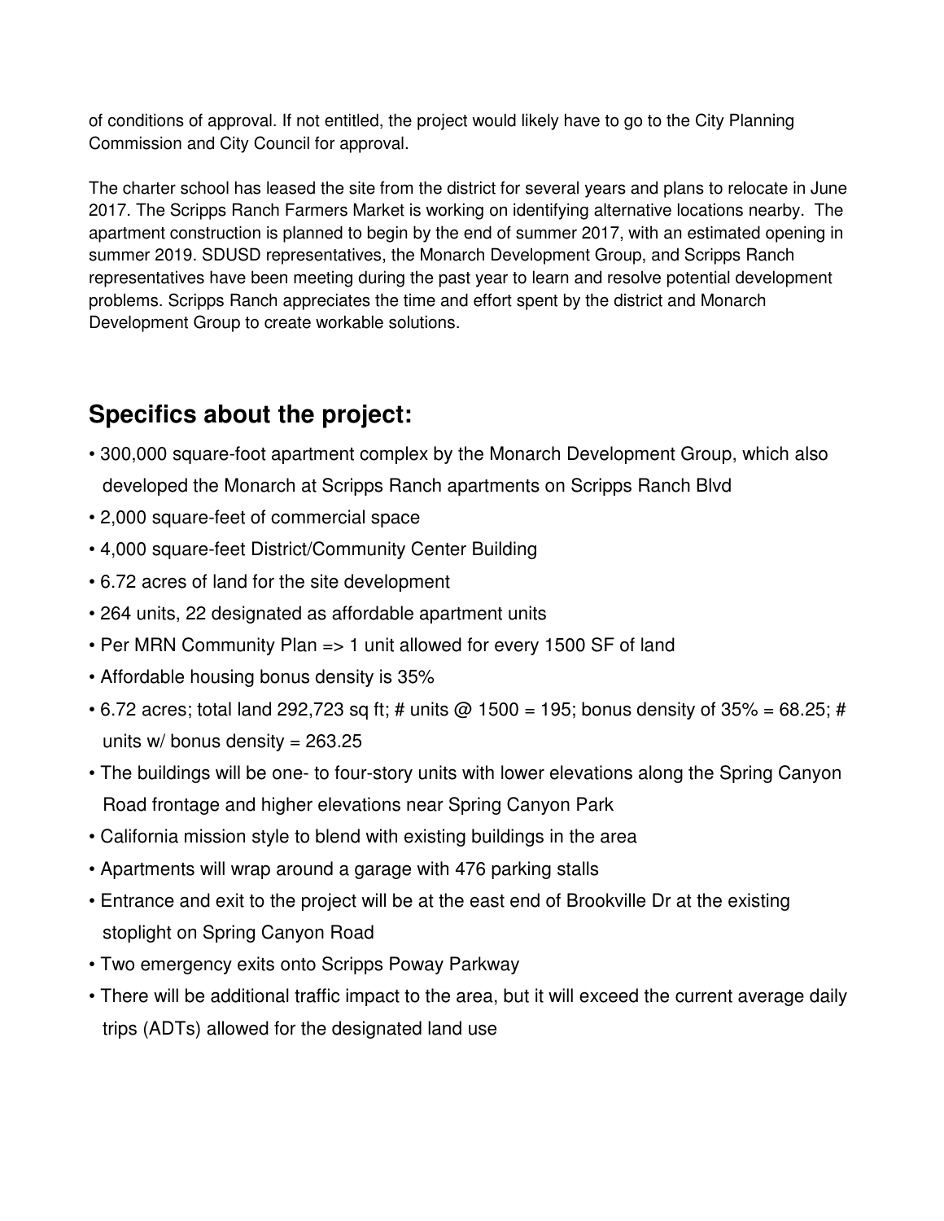of conditions of approval. If not entitled, the project would likely have to go to the City Planning Commission and City Council for approval.

The charter school has leased the site from the district for several years and plans to relocate in June 2017. The Scripps Ranch Farmers Market is working on identifying alternative locations nearby. The apartment construction is planned to begin by the end of summer 2017, with an estimated opening in summer 2019. SDUSD representatives, the Monarch Development Group, and Scripps Ranch representatives have been meeting during the past year to learn and resolve potential development problems. Scripps Ranch appreciates the time and effort spent by the district and Monarch Development Group to create workable solutions.

## Specifics about the project:

- 300,000 square-foot apartment complex by the Monarch Development Group, which also developed the Monarch at Scripps Ranch apartments on Scripps Ranch Blvd
- 2,000 square-feet of commercial space
- 4,000 square-feet District/Community Center Building
- 6.72 acres of land for the site development
- 264 units, 22 designated as affordable apartment units
- Per MRN Community Plan => 1 unit allowed for every 1500 SF of land
- Affordable housing bonus density is 35%
- 6.72 acres; total land 292,723 sq ft; # units @ 1500 = 195; bonus density of 35% = 68.25; # units w/ bonus density = 263.25
- The buildings will be one- to four-story units with lower elevations along the Spring Canyon Road frontage and higher elevations near Spring Canyon Park
- California mission style to blend with existing buildings in the area
- Apartments will wrap around a garage with 476 parking stalls
- Entrance and exit to the project will be at the east end of Brookville Dr at the existing stoplight on Spring Canyon Road
- Two emergency exits onto Scripps Poway Parkway
- There will be additional traffic impact to the area, but it will exceed the current average daily trips (ADTs) allowed for the designated land use